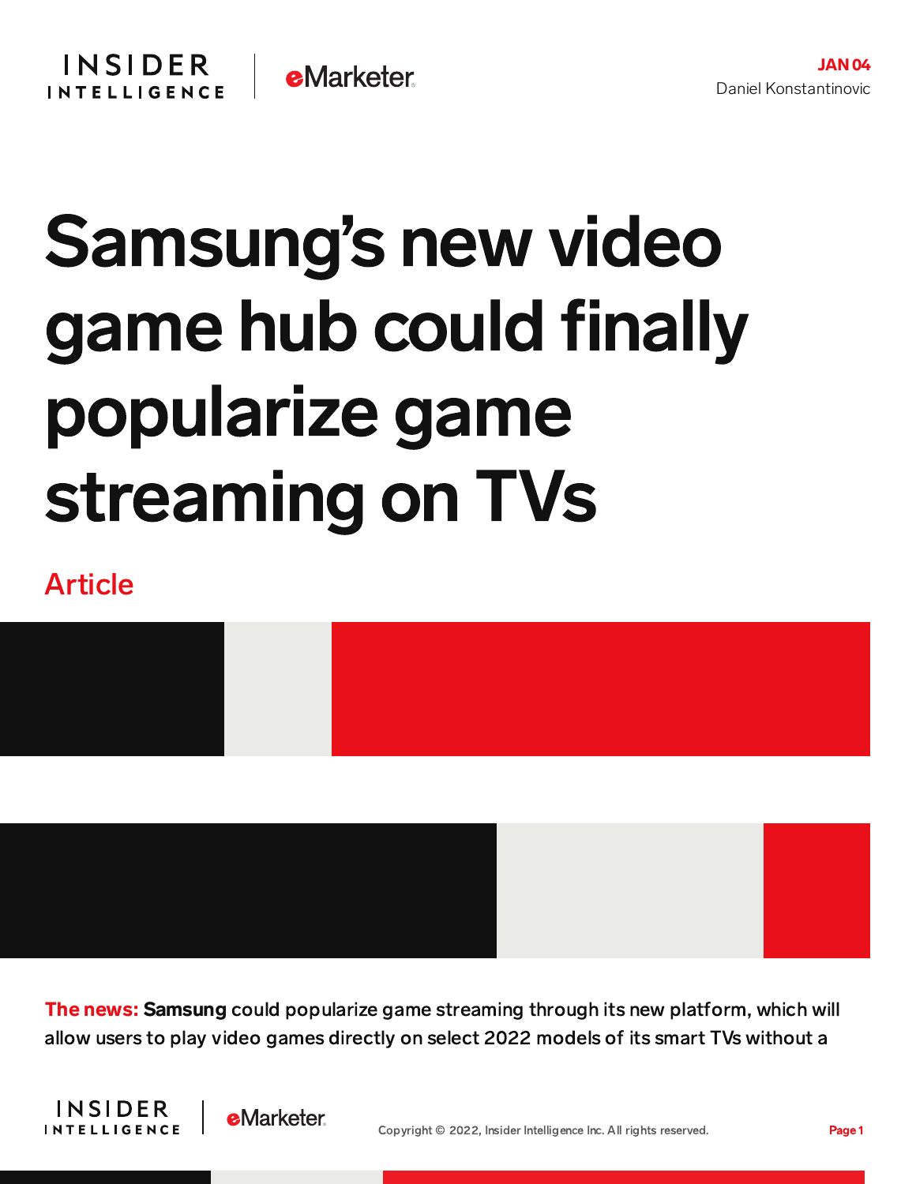JAN 04

Daniel Konstantinovic

# Samsung's new video game hub could finally popularize game streaming on TVs

Article

**The news:** **Samsung** could popularize game streaming through its new platform, which will allow users to play video games directly on select 2022 models of its smart TVs without a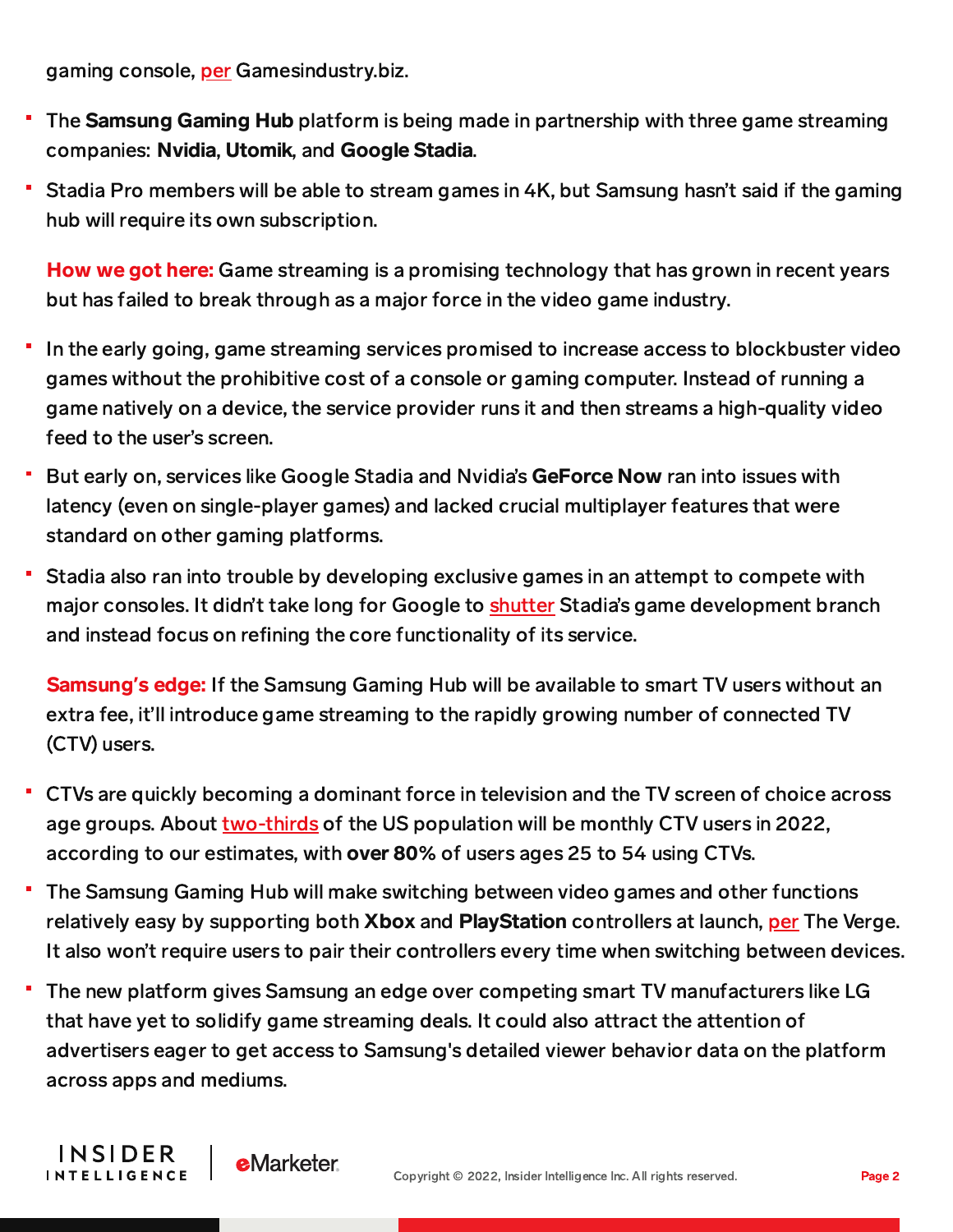gaming console, per Gamesindustry.biz.

- The **Samsung Gaming Hub** platform is being made in partnership with three game streaming companies: **Nvidia**, **Utomik**, and **Google Stadia**.
- Stadia Pro members will be able to stream games in 4K, but Samsung hasn't said if the gaming hub will require its own subscription.

**How we got here:** Game streaming is a promising technology that has grown in recent years but has failed to break through as a major force in the video game industry.

- In the early going, game streaming services promised to increase access to blockbuster video games without the prohibitive cost of a console or gaming computer. Instead of running a game natively on a device, the service provider runs it and then streams a high-quality video feed to the user's screen.
- But early on, services like Google Stadia and Nvidia's **GeForce Now** ran into issues with latency (even on single-player games) and lacked crucial multiplayer features that were standard on other gaming platforms.
- Stadia also ran into trouble by developing exclusive games in an attempt to compete with major consoles. It didn't take long for Google to shutter Stadia's game development branch and instead focus on refining the core functionality of its service.

**Samsung's edge:** If the Samsung Gaming Hub will be available to smart TV users without an extra fee, it'll introduce game streaming to the rapidly growing number of connected TV (CTV) users.

- CTVs are quickly becoming a dominant force in television and the TV screen of choice across age groups. About two-thirds of the US population will be monthly CTV users in 2022, according to our estimates, with **over 80%** of users ages 25 to 54 using CTVs.
- The Samsung Gaming Hub will make switching between video games and other functions relatively easy by supporting both **Xbox** and **PlayStation** controllers at launch, per The Verge. It also won't require users to pair their controllers every time when switching between devices.
- The new platform gives Samsung an edge over competing smart TV manufacturers like LG that have yet to solidify game streaming deals. It could also attract the attention of advertisers eager to get access to Samsung's detailed viewer behavior data on the platform across apps and mediums.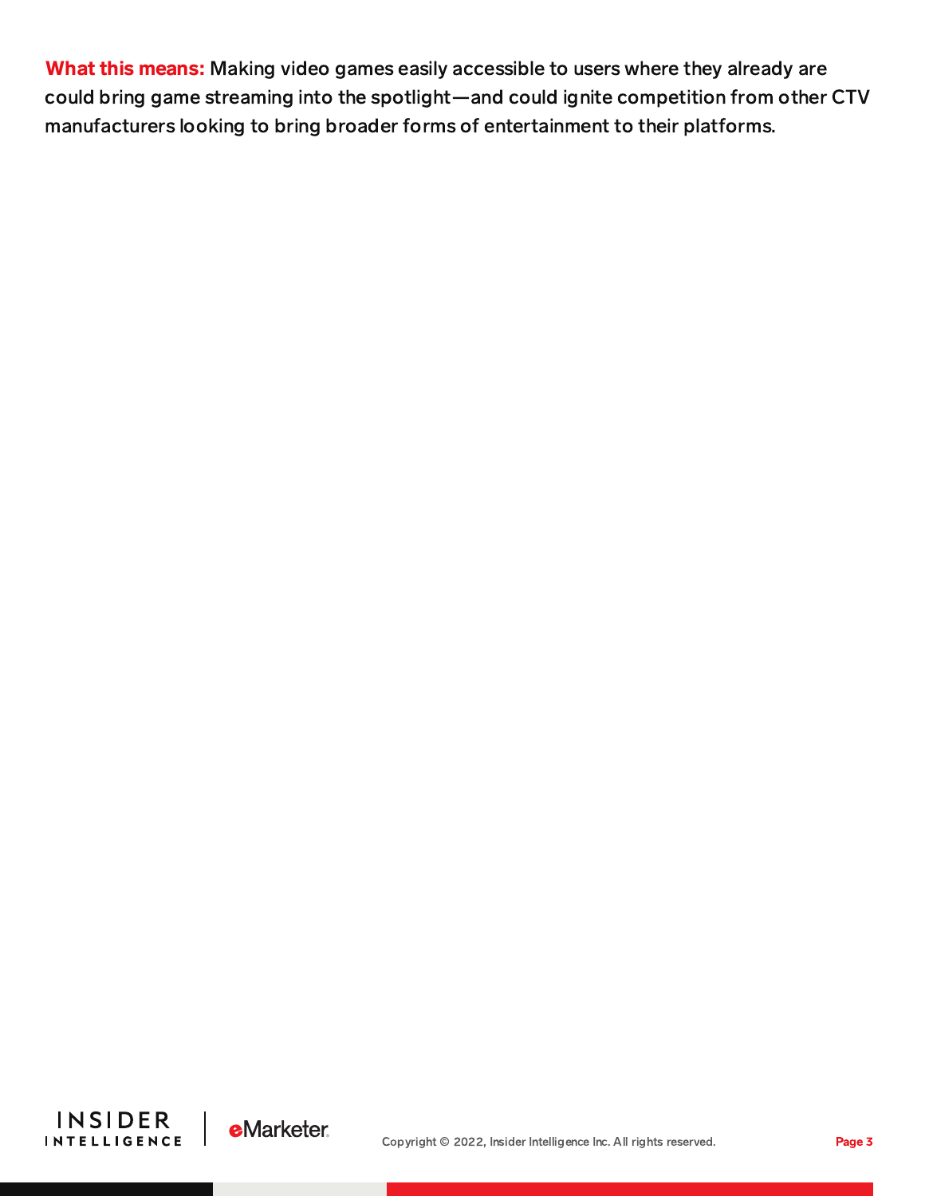**What this means:** Making video games easily accessible to users where they already are could bring game streaming into the spotlight—and could ignite competition from other CTV manufacturers looking to bring broader forms of entertainment to their platforms.